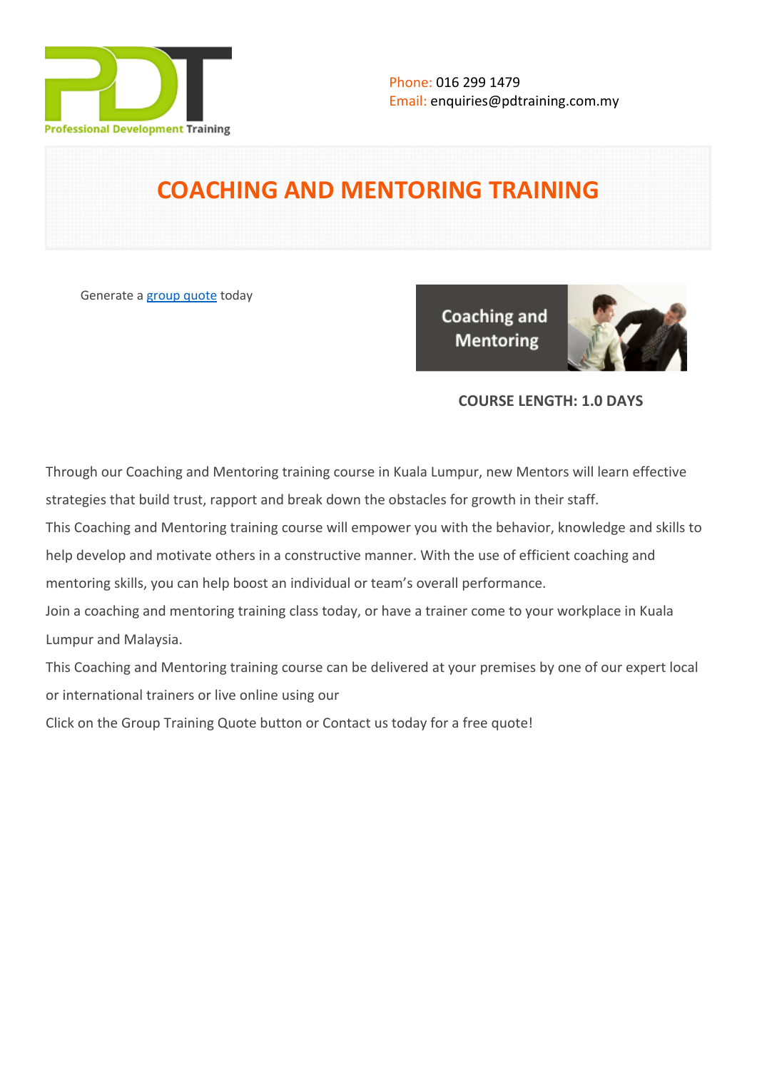Phone: 016 299 1479
Email: enquiries@pdtraining.com.my

# COACHING AND MENTORING TRAINING

Generate a [group quote](group quote) today

**COURSE LENGTH: 1.0 DAYS**

Through our Coaching and Mentoring training course in Kuala Lumpur, new Mentors will learn effective strategies that build trust, rapport and break down the obstacles for growth in their staff.

This Coaching and Mentoring training course will empower you with the behavior, knowledge and skills to help develop and motivate others in a constructive manner. With the use of efficient coaching and mentoring skills, you can help boost an individual or team's overall performance.

Join a coaching and mentoring training class today, or have a trainer come to your workplace in Kuala Lumpur and Malaysia.

This Coaching and Mentoring training course can be delivered at your premises by one of our expert local or international trainers or live online using our

Click on the Group Training Quote button or Contact us today for a free quote!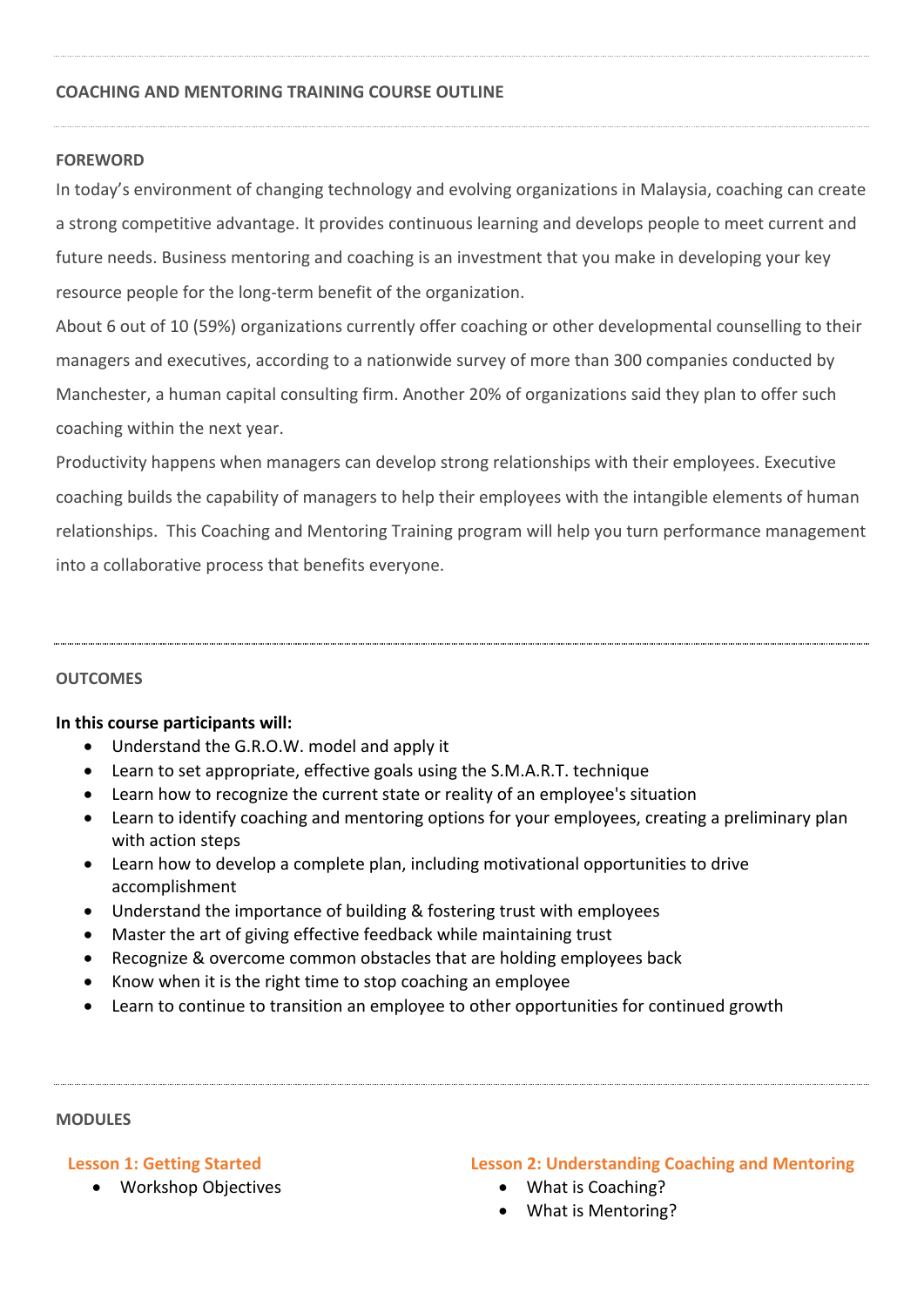## COACHING AND MENTORING TRAINING COURSE OUTLINE

### FOREWORD

In today's environment of changing technology and evolving organizations in Malaysia, coaching can create a strong competitive advantage. It provides continuous learning and develops people to meet current and future needs. Business mentoring and coaching is an investment that you make in developing your key resource people for the long-term benefit of the organization.

About 6 out of 10 (59%) organizations currently offer coaching or other developmental counselling to their managers and executives, according to a nationwide survey of more than 300 companies conducted by Manchester, a human capital consulting firm. Another 20% of organizations said they plan to offer such coaching within the next year.

Productivity happens when managers can develop strong relationships with their employees. Executive coaching builds the capability of managers to help their employees with the intangible elements of human relationships. This Coaching and Mentoring Training program will help you turn performance management into a collaborative process that benefits everyone.

### OUTCOMES

**In this course participants will:**

- Understand the G.R.O.W. model and apply it
- Learn to set appropriate, effective goals using the S.M.A.R.T. technique
- Learn how to recognize the current state or reality of an employee's situation
- Learn to identify coaching and mentoring options for your employees, creating a preliminary plan with action steps
- Learn how to develop a complete plan, including motivational opportunities to drive accomplishment
- Understand the importance of building & fostering trust with employees
- Master the art of giving effective feedback while maintaining trust
- Recognize & overcome common obstacles that are holding employees back
- Know when it is the right time to stop coaching an employee
- Learn to continue to transition an employee to other opportunities for continued growth

### MODULES

#### Lesson 1: Getting Started

- Workshop Objectives

#### Lesson 2: Understanding Coaching and Mentoring

- What is Coaching?
- What is Mentoring?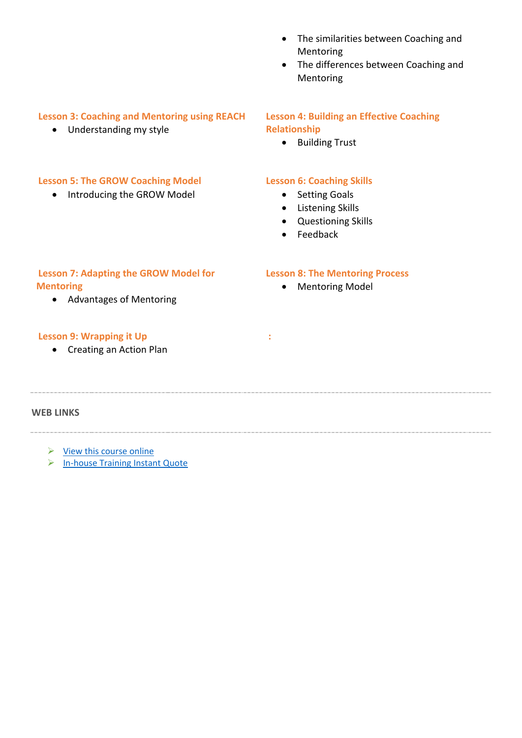- The similarities between Coaching and Mentoring
- The differences between Coaching and Mentoring

**Lesson 3: Coaching and Mentoring using REACH**

- Understanding my style

**Lesson 4: Building an Effective Coaching Relationship**

- Building Trust

**Lesson 5: The GROW Coaching Model**

- Introducing the GROW Model

**Lesson 6: Coaching Skills**

- Setting Goals
- Listening Skills
- Questioning Skills
- Feedback

**Lesson 7: Adapting the GROW Model for Mentoring**

- Advantages of Mentoring

**Lesson 8: The Mentoring Process**

- Mentoring Model

**Lesson 9: Wrapping it Up**

- Creating an Action Plan

**:**

---

**WEB LINKS**

---

- View this course online
- In-house Training Instant Quote